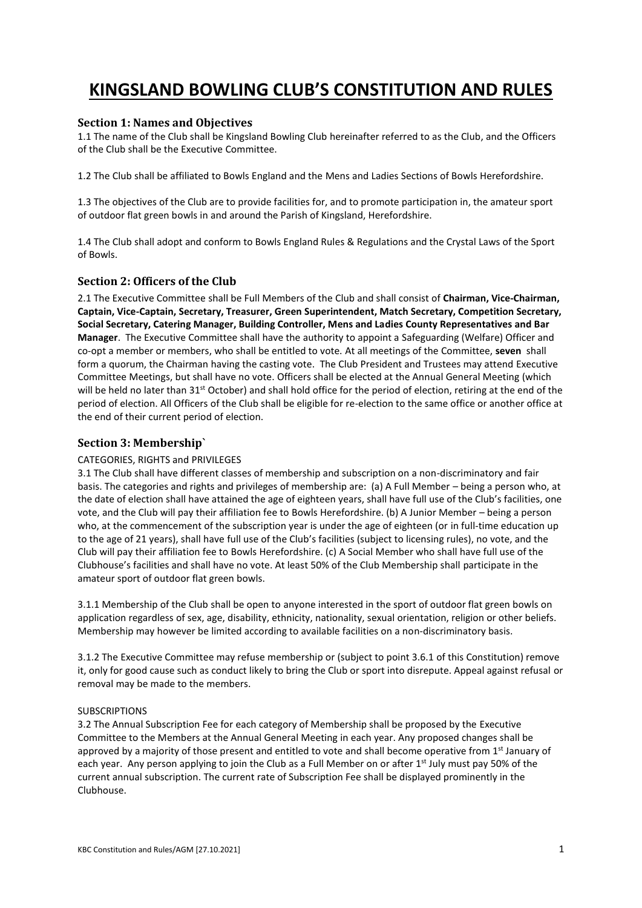# KINGSLAND BOWLING CLUB'S CONSTITUTION AND RULES

## Section 1: Names and Objectives

1.1 The name of the Club shall be Kingsland Bowling Club hereinafter referred to as the Club, and the Officers of the Club shall be the Executive Committee.

1.2 The Club shall be affiliated to Bowls England and the Mens and Ladies Sections of Bowls Herefordshire.

1.3 The objectives of the Club are to provide facilities for, and to promote participation in, the amateur sport of outdoor flat green bowls in and around the Parish of Kingsland, Herefordshire.

1.4 The Club shall adopt and conform to Bowls England Rules & Regulations and the Crystal Laws of the Sport of Bowls.

## Section 2: Officers of the Club

2.1 The Executive Committee shall be Full Members of the Club and shall consist of **Chairman, Vice-Chairman, Captain, Vice-Captain, Secretary, Treasurer, Green Superintendent, Match Secretary, Competition Secretary, Social Secretary, Catering Manager, Building Controller, Mens and Ladies County Representatives and Bar Manager**. The Executive Committee shall have the authority to appoint a Safeguarding (Welfare) Officer and co-opt a member or members, who shall be entitled to vote. At all meetings of the Committee, **seven** shall form a quorum, the Chairman having the casting vote. The Club President and Trustees may attend Executive Committee Meetings, but shall have no vote. Officers shall be elected at the Annual General Meeting (which will be held no later than 31st October) and shall hold office for the period of election, retiring at the end of the period of election. All Officers of the Club shall be eligible for re-election to the same office or another office at the end of their current period of election.

## Section 3: Membership`

CATEGORIES, RIGHTS and PRIVILEGES

3.1 The Club shall have different classes of membership and subscription on a non-discriminatory and fair basis. The categories and rights and privileges of membership are: (a) A Full Member – being a person who, at the date of election shall have attained the age of eighteen years, shall have full use of the Club's facilities, one vote, and the Club will pay their affiliation fee to Bowls Herefordshire. (b) A Junior Member – being a person who, at the commencement of the subscription year is under the age of eighteen (or in full-time education up to the age of 21 years), shall have full use of the Club's facilities (subject to licensing rules), no vote, and the Club will pay their affiliation fee to Bowls Herefordshire. (c) A Social Member who shall have full use of the Clubhouse's facilities and shall have no vote. At least 50% of the Club Membership shall participate in the amateur sport of outdoor flat green bowls.

3.1.1 Membership of the Club shall be open to anyone interested in the sport of outdoor flat green bowls on application regardless of sex, age, disability, ethnicity, nationality, sexual orientation, religion or other beliefs. Membership may however be limited according to available facilities on a non-discriminatory basis.

3.1.2 The Executive Committee may refuse membership or (subject to point 3.6.1 of this Constitution) remove it, only for good cause such as conduct likely to bring the Club or sport into disrepute. Appeal against refusal or removal may be made to the members.

SUBSCRIPTIONS

3.2 The Annual Subscription Fee for each category of Membership shall be proposed by the Executive Committee to the Members at the Annual General Meeting in each year. Any proposed changes shall be approved by a majority of those present and entitled to vote and shall become operative from 1st January of each year. Any person applying to join the Club as a Full Member on or after 1st July must pay 50% of the current annual subscription. The current rate of Subscription Fee shall be displayed prominently in the Clubhouse.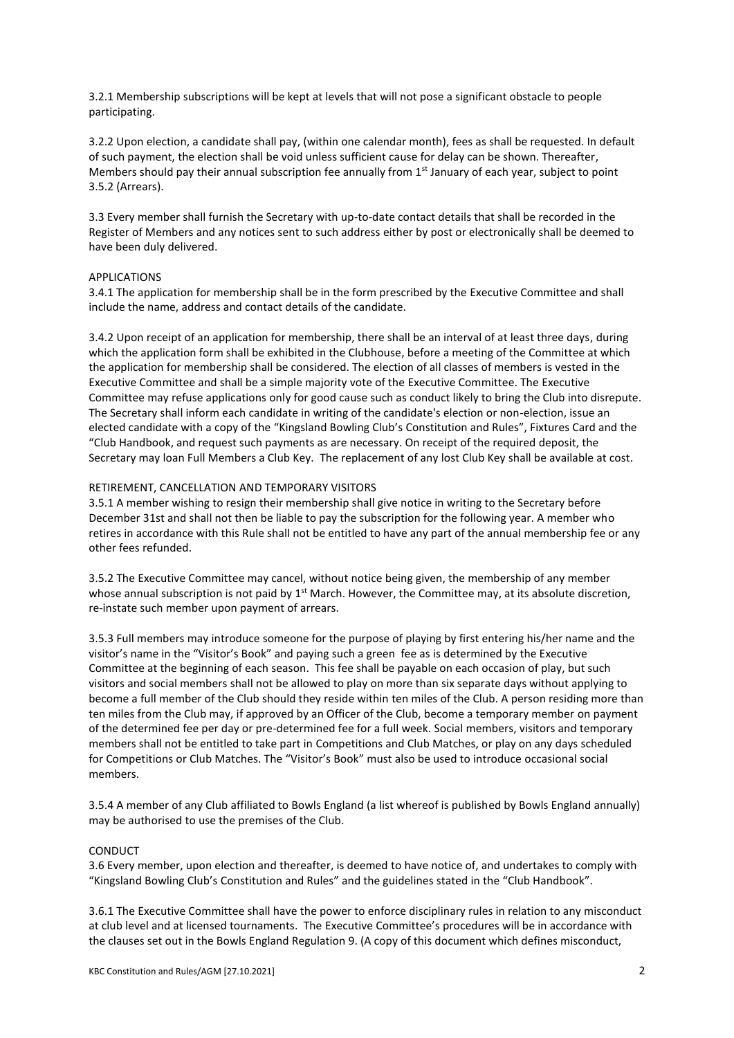3.2.1 Membership subscriptions will be kept at levels that will not pose a significant obstacle to people participating.

3.2.2 Upon election, a candidate shall pay, (within one calendar month), fees as shall be requested. In default of such payment, the election shall be void unless sufficient cause for delay can be shown. Thereafter, Members should pay their annual subscription fee annually from 1st January of each year, subject to point 3.5.2 (Arrears).

3.3 Every member shall furnish the Secretary with up-to-date contact details that shall be recorded in the Register of Members and any notices sent to such address either by post or electronically shall be deemed to have been duly delivered.

APPLICATIONS

3.4.1 The application for membership shall be in the form prescribed by the Executive Committee and shall include the name, address and contact details of the candidate.

3.4.2 Upon receipt of an application for membership, there shall be an interval of at least three days, during which the application form shall be exhibited in the Clubhouse, before a meeting of the Committee at which the application for membership shall be considered. The election of all classes of members is vested in the Executive Committee and shall be a simple majority vote of the Executive Committee. The Executive Committee may refuse applications only for good cause such as conduct likely to bring the Club into disrepute. The Secretary shall inform each candidate in writing of the candidate's election or non-election, issue an elected candidate with a copy of the "Kingsland Bowling Club's Constitution and Rules", Fixtures Card and the "Club Handbook, and request such payments as are necessary. On receipt of the required deposit, the Secretary may loan Full Members a Club Key. The replacement of any lost Club Key shall be available at cost.

RETIREMENT, CANCELLATION AND TEMPORARY VISITORS

3.5.1 A member wishing to resign their membership shall give notice in writing to the Secretary before December 31st and shall not then be liable to pay the subscription for the following year. A member who retires in accordance with this Rule shall not be entitled to have any part of the annual membership fee or any other fees refunded.

3.5.2 The Executive Committee may cancel, without notice being given, the membership of any member whose annual subscription is not paid by 1st March. However, the Committee may, at its absolute discretion, re-instate such member upon payment of arrears.

3.5.3 Full members may introduce someone for the purpose of playing by first entering his/her name and the visitor's name in the "Visitor's Book" and paying such a green fee as is determined by the Executive Committee at the beginning of each season. This fee shall be payable on each occasion of play, but such visitors and social members shall not be allowed to play on more than six separate days without applying to become a full member of the Club should they reside within ten miles of the Club. A person residing more than ten miles from the Club may, if approved by an Officer of the Club, become a temporary member on payment of the determined fee per day or pre-determined fee for a full week. Social members, visitors and temporary members shall not be entitled to take part in Competitions and Club Matches, or play on any days scheduled for Competitions or Club Matches. The "Visitor's Book" must also be used to introduce occasional social members.

3.5.4 A member of any Club affiliated to Bowls England (a list whereof is published by Bowls England annually) may be authorised to use the premises of the Club.

CONDUCT

3.6 Every member, upon election and thereafter, is deemed to have notice of, and undertakes to comply with "Kingsland Bowling Club's Constitution and Rules" and the guidelines stated in the "Club Handbook".

3.6.1 The Executive Committee shall have the power to enforce disciplinary rules in relation to any misconduct at club level and at licensed tournaments. The Executive Committee's procedures will be in accordance with the clauses set out in the Bowls England Regulation 9. (A copy of this document which defines misconduct,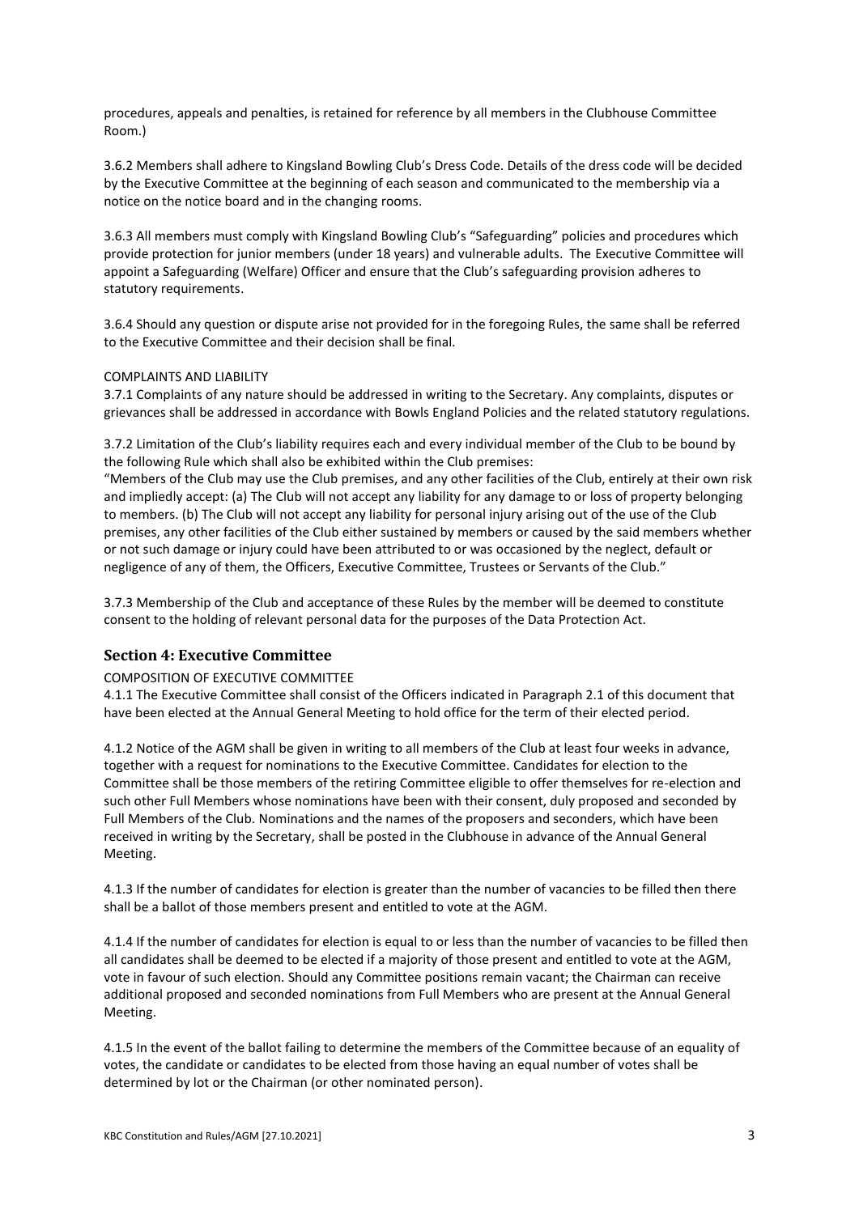procedures, appeals and penalties, is retained for reference by all members in the Clubhouse Committee Room.)

3.6.2 Members shall adhere to Kingsland Bowling Club's Dress Code. Details of the dress code will be decided by the Executive Committee at the beginning of each season and communicated to the membership via a notice on the notice board and in the changing rooms.

3.6.3 All members must comply with Kingsland Bowling Club's "Safeguarding" policies and procedures which provide protection for junior members (under 18 years) and vulnerable adults. The Executive Committee will appoint a Safeguarding (Welfare) Officer and ensure that the Club's safeguarding provision adheres to statutory requirements.

3.6.4 Should any question or dispute arise not provided for in the foregoing Rules, the same shall be referred to the Executive Committee and their decision shall be final.

COMPLAINTS AND LIABILITY

3.7.1 Complaints of any nature should be addressed in writing to the Secretary. Any complaints, disputes or grievances shall be addressed in accordance with Bowls England Policies and the related statutory regulations.

3.7.2 Limitation of the Club's liability requires each and every individual member of the Club to be bound by the following Rule which shall also be exhibited within the Club premises:

"Members of the Club may use the Club premises, and any other facilities of the Club, entirely at their own risk and impliedly accept: (a) The Club will not accept any liability for any damage to or loss of property belonging to members. (b) The Club will not accept any liability for personal injury arising out of the use of the Club premises, any other facilities of the Club either sustained by members or caused by the said members whether or not such damage or injury could have been attributed to or was occasioned by the neglect, default or negligence of any of them, the Officers, Executive Committee, Trustees or Servants of the Club."

3.7.3 Membership of the Club and acceptance of these Rules by the member will be deemed to constitute consent to the holding of relevant personal data for the purposes of the Data Protection Act.

## Section 4: Executive Committee

COMPOSITION OF EXECUTIVE COMMITTEE

4.1.1 The Executive Committee shall consist of the Officers indicated in Paragraph 2.1 of this document that have been elected at the Annual General Meeting to hold office for the term of their elected period.

4.1.2 Notice of the AGM shall be given in writing to all members of the Club at least four weeks in advance, together with a request for nominations to the Executive Committee. Candidates for election to the Committee shall be those members of the retiring Committee eligible to offer themselves for re-election and such other Full Members whose nominations have been with their consent, duly proposed and seconded by Full Members of the Club. Nominations and the names of the proposers and seconders, which have been received in writing by the Secretary, shall be posted in the Clubhouse in advance of the Annual General Meeting.

4.1.3 If the number of candidates for election is greater than the number of vacancies to be filled then there shall be a ballot of those members present and entitled to vote at the AGM.

4.1.4 If the number of candidates for election is equal to or less than the number of vacancies to be filled then all candidates shall be deemed to be elected if a majority of those present and entitled to vote at the AGM, vote in favour of such election. Should any Committee positions remain vacant; the Chairman can receive additional proposed and seconded nominations from Full Members who are present at the Annual General Meeting.

4.1.5 In the event of the ballot failing to determine the members of the Committee because of an equality of votes, the candidate or candidates to be elected from those having an equal number of votes shall be determined by lot or the Chairman (or other nominated person).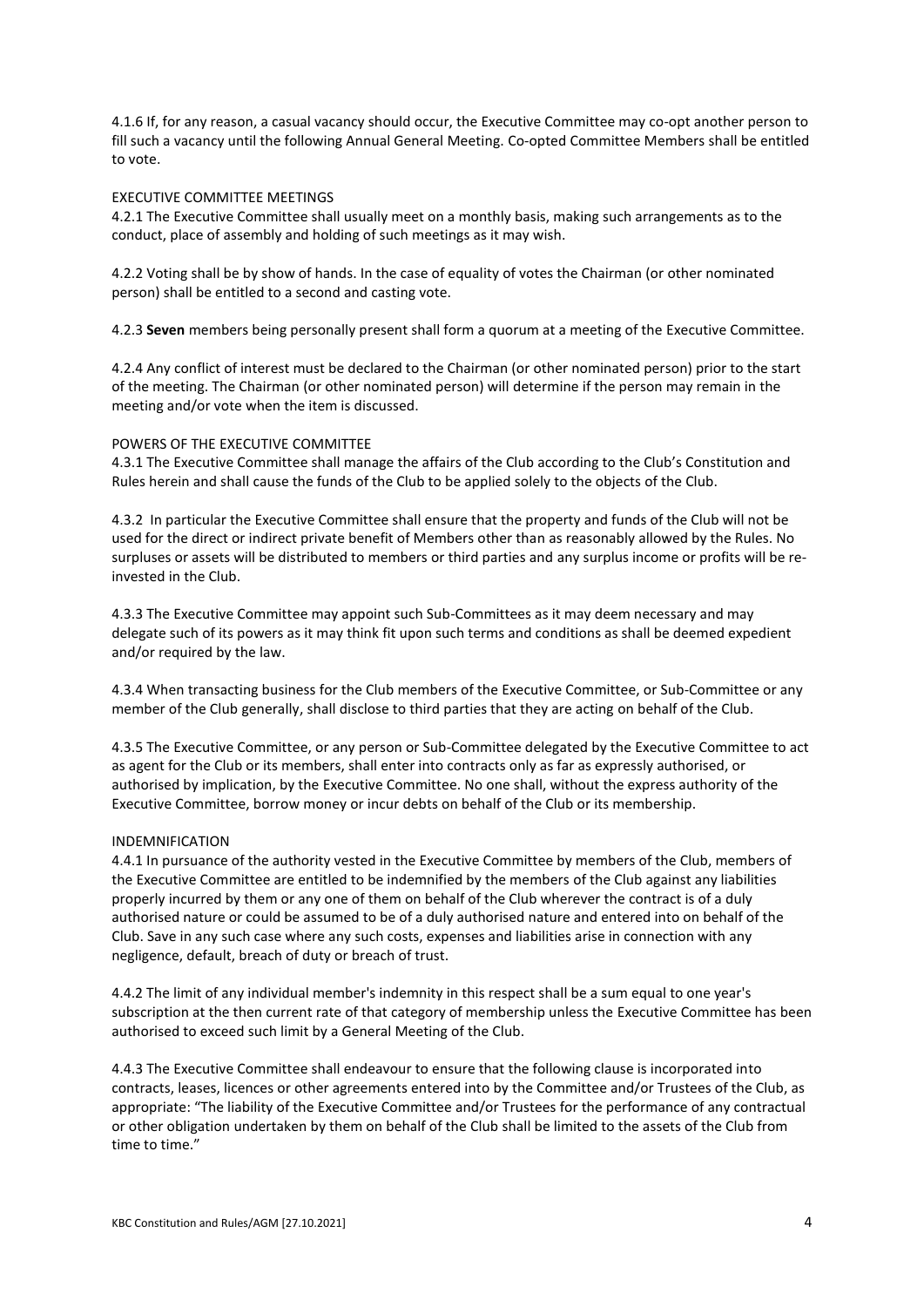4.1.6 If, for any reason, a casual vacancy should occur, the Executive Committee may co-opt another person to fill such a vacancy until the following Annual General Meeting. Co-opted Committee Members shall be entitled to vote.

EXECUTIVE COMMITTEE MEETINGS

4.2.1 The Executive Committee shall usually meet on a monthly basis, making such arrangements as to the conduct, place of assembly and holding of such meetings as it may wish.

4.2.2 Voting shall be by show of hands. In the case of equality of votes the Chairman (or other nominated person) shall be entitled to a second and casting vote.

4.2.3 **Seven** members being personally present shall form a quorum at a meeting of the Executive Committee.

4.2.4 Any conflict of interest must be declared to the Chairman (or other nominated person) prior to the start of the meeting. The Chairman (or other nominated person) will determine if the person may remain in the meeting and/or vote when the item is discussed.

POWERS OF THE EXECUTIVE COMMITTEE

4.3.1 The Executive Committee shall manage the affairs of the Club according to the Club's Constitution and Rules herein and shall cause the funds of the Club to be applied solely to the objects of the Club.

4.3.2 In particular the Executive Committee shall ensure that the property and funds of the Club will not be used for the direct or indirect private benefit of Members other than as reasonably allowed by the Rules. No surpluses or assets will be distributed to members or third parties and any surplus income or profits will be re-invested in the Club.

4.3.3 The Executive Committee may appoint such Sub-Committees as it may deem necessary and may delegate such of its powers as it may think fit upon such terms and conditions as shall be deemed expedient and/or required by the law.

4.3.4 When transacting business for the Club members of the Executive Committee, or Sub-Committee or any member of the Club generally, shall disclose to third parties that they are acting on behalf of the Club.

4.3.5 The Executive Committee, or any person or Sub-Committee delegated by the Executive Committee to act as agent for the Club or its members, shall enter into contracts only as far as expressly authorised, or authorised by implication, by the Executive Committee. No one shall, without the express authority of the Executive Committee, borrow money or incur debts on behalf of the Club or its membership.

INDEMNIFICATION

4.4.1 In pursuance of the authority vested in the Executive Committee by members of the Club, members of the Executive Committee are entitled to be indemnified by the members of the Club against any liabilities properly incurred by them or any one of them on behalf of the Club wherever the contract is of a duly authorised nature or could be assumed to be of a duly authorised nature and entered into on behalf of the Club. Save in any such case where any such costs, expenses and liabilities arise in connection with any negligence, default, breach of duty or breach of trust.

4.4.2 The limit of any individual member's indemnity in this respect shall be a sum equal to one year's subscription at the then current rate of that category of membership unless the Executive Committee has been authorised to exceed such limit by a General Meeting of the Club.

4.4.3 The Executive Committee shall endeavour to ensure that the following clause is incorporated into contracts, leases, licences or other agreements entered into by the Committee and/or Trustees of the Club, as appropriate: "The liability of the Executive Committee and/or Trustees for the performance of any contractual or other obligation undertaken by them on behalf of the Club shall be limited to the assets of the Club from time to time."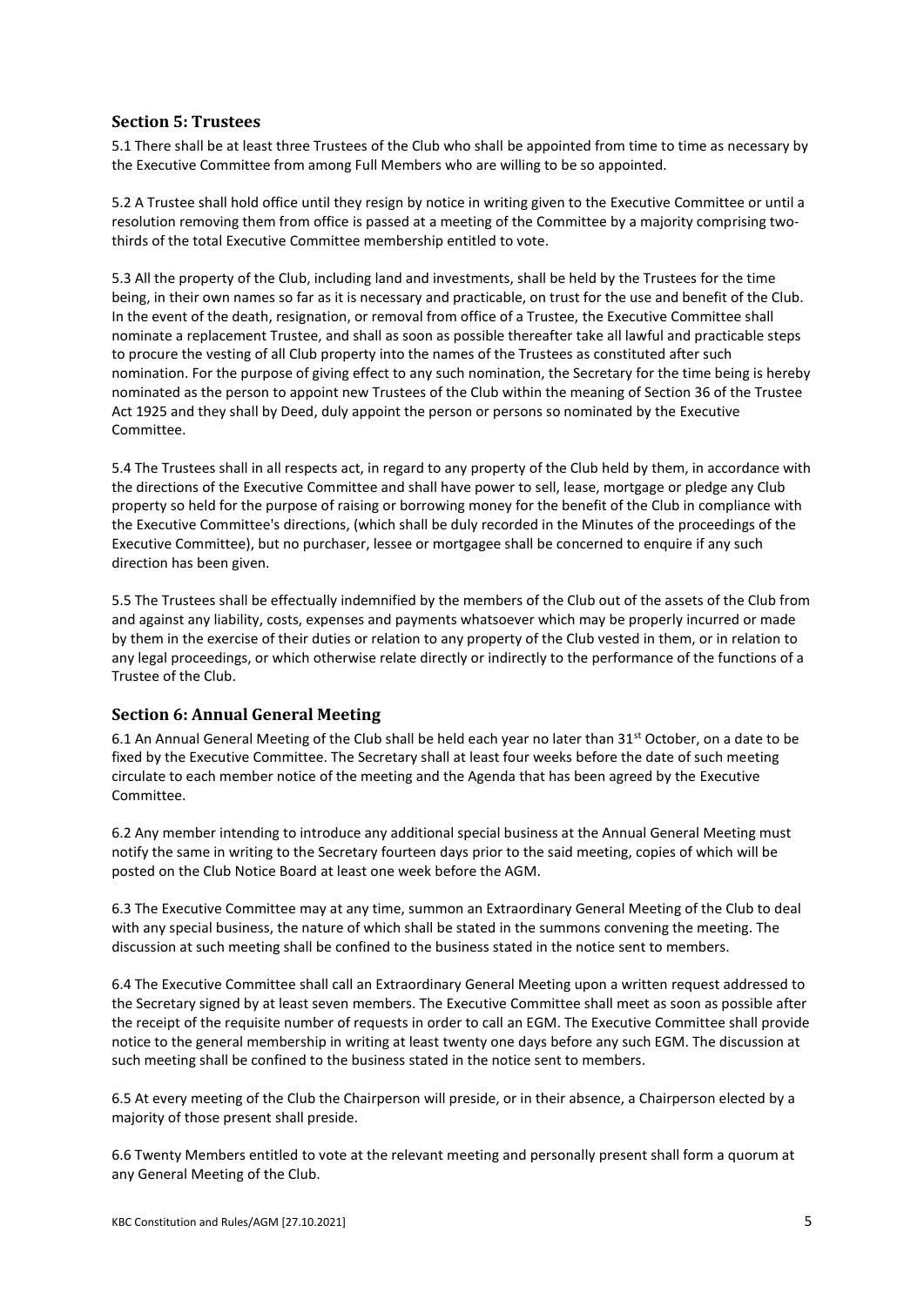## Section 5: Trustees

5.1 There shall be at least three Trustees of the Club who shall be appointed from time to time as necessary by the Executive Committee from among Full Members who are willing to be so appointed.

5.2 A Trustee shall hold office until they resign by notice in writing given to the Executive Committee or until a resolution removing them from office is passed at a meeting of the Committee by a majority comprising two-thirds of the total Executive Committee membership entitled to vote.

5.3 All the property of the Club, including land and investments, shall be held by the Trustees for the time being, in their own names so far as it is necessary and practicable, on trust for the use and benefit of the Club. In the event of the death, resignation, or removal from office of a Trustee, the Executive Committee shall nominate a replacement Trustee, and shall as soon as possible thereafter take all lawful and practicable steps to procure the vesting of all Club property into the names of the Trustees as constituted after such nomination. For the purpose of giving effect to any such nomination, the Secretary for the time being is hereby nominated as the person to appoint new Trustees of the Club within the meaning of Section 36 of the Trustee Act 1925 and they shall by Deed, duly appoint the person or persons so nominated by the Executive Committee.

5.4 The Trustees shall in all respects act, in regard to any property of the Club held by them, in accordance with the directions of the Executive Committee and shall have power to sell, lease, mortgage or pledge any Club property so held for the purpose of raising or borrowing money for the benefit of the Club in compliance with the Executive Committee's directions, (which shall be duly recorded in the Minutes of the proceedings of the Executive Committee), but no purchaser, lessee or mortgagee shall be concerned to enquire if any such direction has been given.

5.5 The Trustees shall be effectually indemnified by the members of the Club out of the assets of the Club from and against any liability, costs, expenses and payments whatsoever which may be properly incurred or made by them in the exercise of their duties or relation to any property of the Club vested in them, or in relation to any legal proceedings, or which otherwise relate directly or indirectly to the performance of the functions of a Trustee of the Club.

## Section 6: Annual General Meeting

6.1 An Annual General Meeting of the Club shall be held each year no later than 31st October, on a date to be fixed by the Executive Committee. The Secretary shall at least four weeks before the date of such meeting circulate to each member notice of the meeting and the Agenda that has been agreed by the Executive Committee.

6.2 Any member intending to introduce any additional special business at the Annual General Meeting must notify the same in writing to the Secretary fourteen days prior to the said meeting, copies of which will be posted on the Club Notice Board at least one week before the AGM.

6.3 The Executive Committee may at any time, summon an Extraordinary General Meeting of the Club to deal with any special business, the nature of which shall be stated in the summons convening the meeting. The discussion at such meeting shall be confined to the business stated in the notice sent to members.

6.4 The Executive Committee shall call an Extraordinary General Meeting upon a written request addressed to the Secretary signed by at least seven members. The Executive Committee shall meet as soon as possible after the receipt of the requisite number of requests in order to call an EGM. The Executive Committee shall provide notice to the general membership in writing at least twenty one days before any such EGM. The discussion at such meeting shall be confined to the business stated in the notice sent to members.

6.5 At every meeting of the Club the Chairperson will preside, or in their absence, a Chairperson elected by a majority of those present shall preside.

6.6 Twenty Members entitled to vote at the relevant meeting and personally present shall form a quorum at any General Meeting of the Club.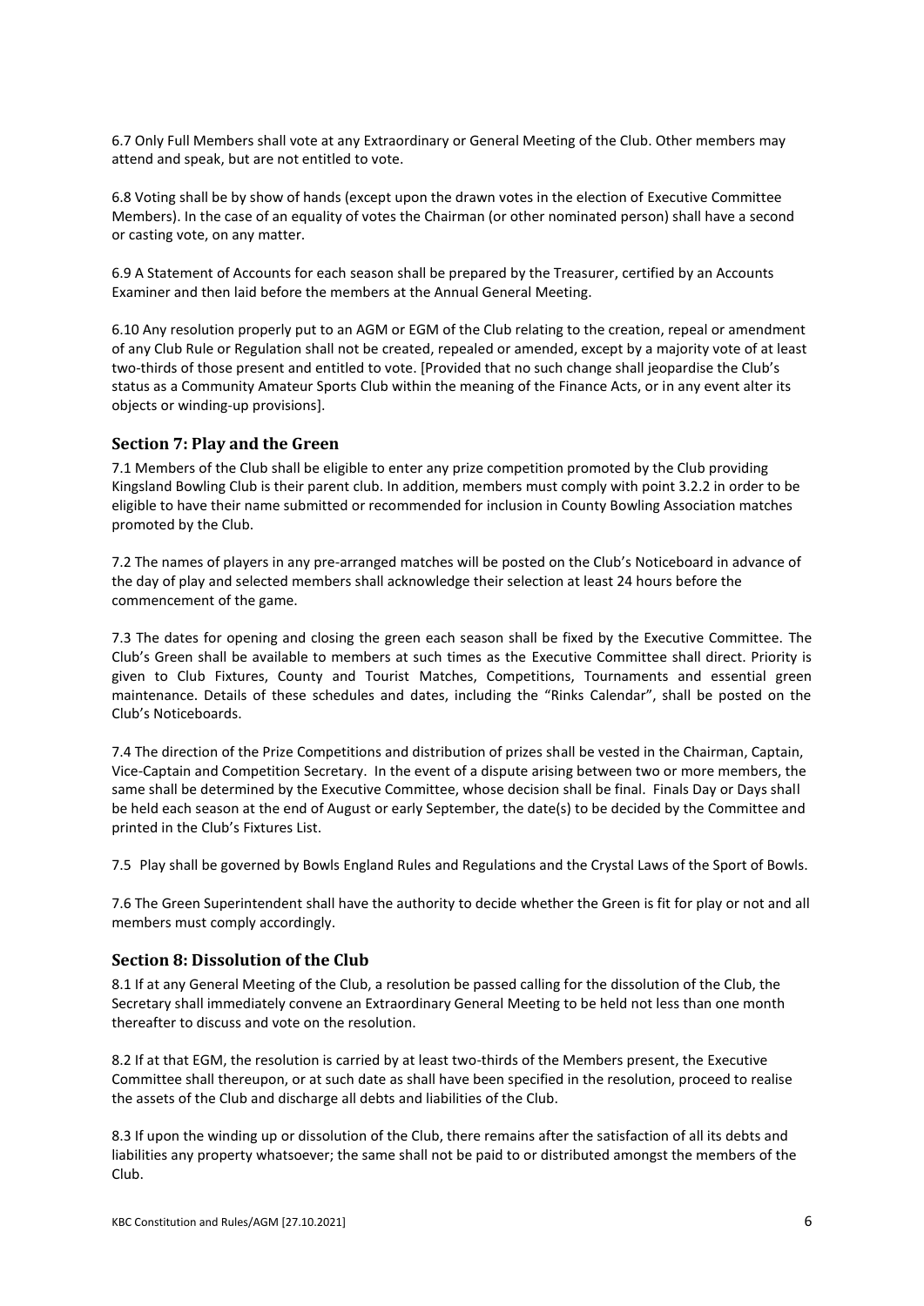6.7 Only Full Members shall vote at any Extraordinary or General Meeting of the Club. Other members may attend and speak, but are not entitled to vote.

6.8 Voting shall be by show of hands (except upon the drawn votes in the election of Executive Committee Members). In the case of an equality of votes the Chairman (or other nominated person) shall have a second or casting vote, on any matter.

6.9 A Statement of Accounts for each season shall be prepared by the Treasurer, certified by an Accounts Examiner and then laid before the members at the Annual General Meeting.

6.10 Any resolution properly put to an AGM or EGM of the Club relating to the creation, repeal or amendment of any Club Rule or Regulation shall not be created, repealed or amended, except by a majority vote of at least two-thirds of those present and entitled to vote. [Provided that no such change shall jeopardise the Club's status as a Community Amateur Sports Club within the meaning of the Finance Acts, or in any event alter its objects or winding-up provisions].

## Section 7: Play and the Green

7.1 Members of the Club shall be eligible to enter any prize competition promoted by the Club providing Kingsland Bowling Club is their parent club. In addition, members must comply with point 3.2.2 in order to be eligible to have their name submitted or recommended for inclusion in County Bowling Association matches promoted by the Club.

7.2 The names of players in any pre-arranged matches will be posted on the Club's Noticeboard in advance of the day of play and selected members shall acknowledge their selection at least 24 hours before the commencement of the game.

7.3 The dates for opening and closing the green each season shall be fixed by the Executive Committee. The Club's Green shall be available to members at such times as the Executive Committee shall direct. Priority is given to Club Fixtures, County and Tourist Matches, Competitions, Tournaments and essential green maintenance. Details of these schedules and dates, including the "Rinks Calendar", shall be posted on the Club's Noticeboards.

7.4 The direction of the Prize Competitions and distribution of prizes shall be vested in the Chairman, Captain, Vice-Captain and Competition Secretary. In the event of a dispute arising between two or more members, the same shall be determined by the Executive Committee, whose decision shall be final. Finals Day or Days shall be held each season at the end of August or early September, the date(s) to be decided by the Committee and printed in the Club's Fixtures List.

7.5 Play shall be governed by Bowls England Rules and Regulations and the Crystal Laws of the Sport of Bowls.

7.6 The Green Superintendent shall have the authority to decide whether the Green is fit for play or not and all members must comply accordingly.

## Section 8: Dissolution of the Club

8.1 If at any General Meeting of the Club, a resolution be passed calling for the dissolution of the Club, the Secretary shall immediately convene an Extraordinary General Meeting to be held not less than one month thereafter to discuss and vote on the resolution.

8.2 If at that EGM, the resolution is carried by at least two-thirds of the Members present, the Executive Committee shall thereupon, or at such date as shall have been specified in the resolution, proceed to realise the assets of the Club and discharge all debts and liabilities of the Club.

8.3 If upon the winding up or dissolution of the Club, there remains after the satisfaction of all its debts and liabilities any property whatsoever; the same shall not be paid to or distributed amongst the members of the Club.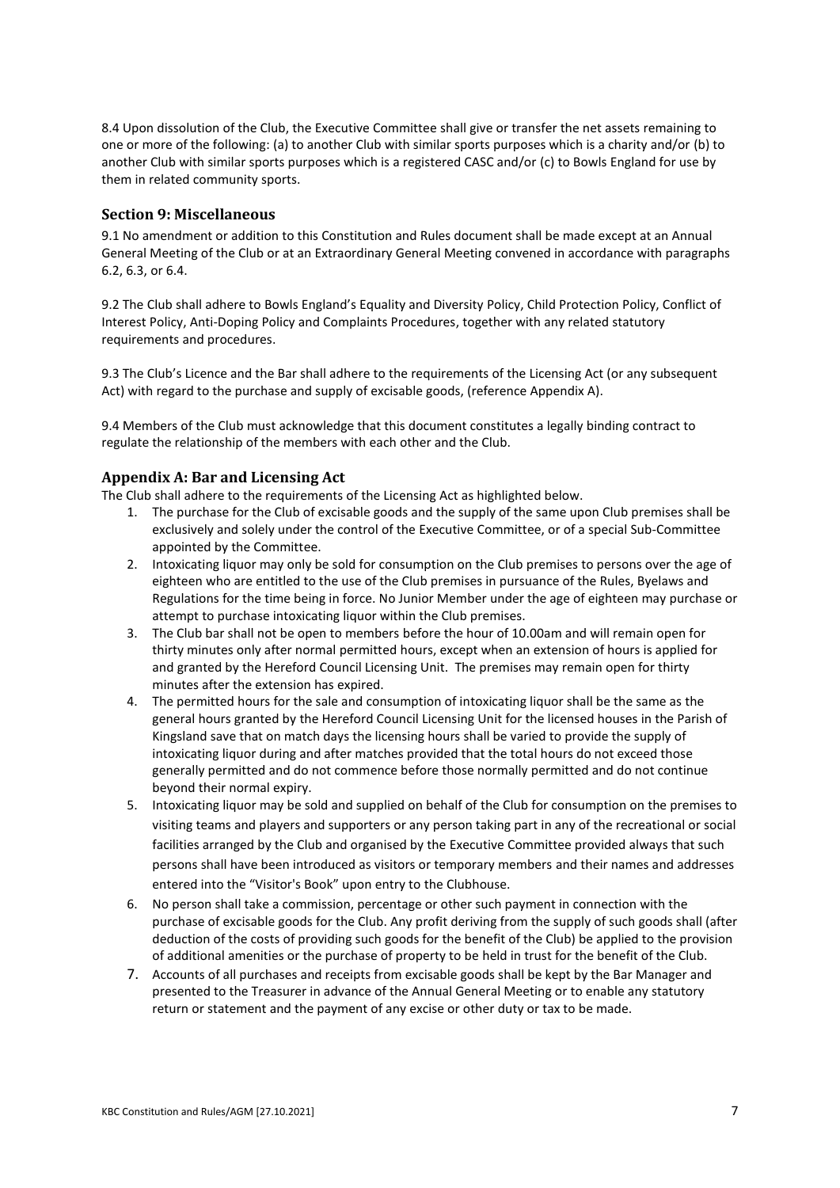8.4 Upon dissolution of the Club, the Executive Committee shall give or transfer the net assets remaining to one or more of the following: (a) to another Club with similar sports purposes which is a charity and/or (b) to another Club with similar sports purposes which is a registered CASC and/or (c) to Bowls England for use by them in related community sports.

## Section 9: Miscellaneous

9.1 No amendment or addition to this Constitution and Rules document shall be made except at an Annual General Meeting of the Club or at an Extraordinary General Meeting convened in accordance with paragraphs 6.2, 6.3, or 6.4.

9.2 The Club shall adhere to Bowls England's Equality and Diversity Policy, Child Protection Policy, Conflict of Interest Policy, Anti-Doping Policy and Complaints Procedures, together with any related statutory requirements and procedures.

9.3 The Club's Licence and the Bar shall adhere to the requirements of the Licensing Act (or any subsequent Act) with regard to the purchase and supply of excisable goods, (reference Appendix A).

9.4 Members of the Club must acknowledge that this document constitutes a legally binding contract to regulate the relationship of the members with each other and the Club.

## Appendix A: Bar and Licensing Act

The Club shall adhere to the requirements of the Licensing Act as highlighted below.

1. The purchase for the Club of excisable goods and the supply of the same upon Club premises shall be exclusively and solely under the control of the Executive Committee, or of a special Sub-Committee appointed by the Committee.
2. Intoxicating liquor may only be sold for consumption on the Club premises to persons over the age of eighteen who are entitled to the use of the Club premises in pursuance of the Rules, Byelaws and Regulations for the time being in force. No Junior Member under the age of eighteen may purchase or attempt to purchase intoxicating liquor within the Club premises.
3. The Club bar shall not be open to members before the hour of 10.00am and will remain open for thirty minutes only after normal permitted hours, except when an extension of hours is applied for and granted by the Hereford Council Licensing Unit. The premises may remain open for thirty minutes after the extension has expired.
4. The permitted hours for the sale and consumption of intoxicating liquor shall be the same as the general hours granted by the Hereford Council Licensing Unit for the licensed houses in the Parish of Kingsland save that on match days the licensing hours shall be varied to provide the supply of intoxicating liquor during and after matches provided that the total hours do not exceed those generally permitted and do not commence before those normally permitted and do not continue beyond their normal expiry.
5. Intoxicating liquor may be sold and supplied on behalf of the Club for consumption on the premises to visiting teams and players and supporters or any person taking part in any of the recreational or social facilities arranged by the Club and organised by the Executive Committee provided always that such persons shall have been introduced as visitors or temporary members and their names and addresses entered into the "Visitor's Book" upon entry to the Clubhouse.
6. No person shall take a commission, percentage or other such payment in connection with the purchase of excisable goods for the Club. Any profit deriving from the supply of such goods shall (after deduction of the costs of providing such goods for the benefit of the Club) be applied to the provision of additional amenities or the purchase of property to be held in trust for the benefit of the Club.
7. Accounts of all purchases and receipts from excisable goods shall be kept by the Bar Manager and presented to the Treasurer in advance of the Annual General Meeting or to enable any statutory return or statement and the payment of any excise or other duty or tax to be made.